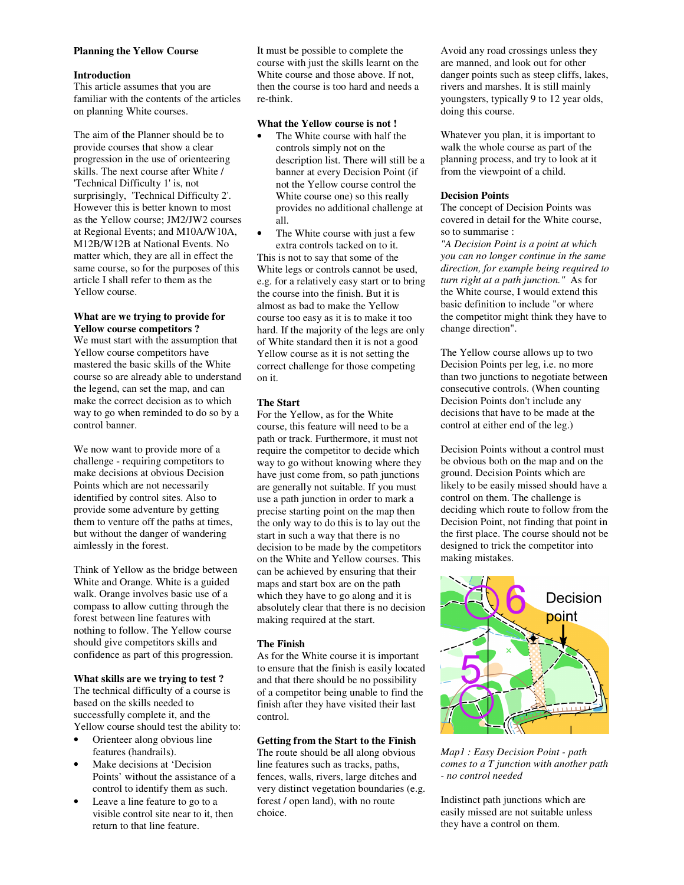**Planning the Yellow Course**

**Introduction**

This article assumes that you are familiar with the contents of the articles on planning White courses.

The aim of the Planner should be to provide courses that show a clear progression in the use of orienteering skills. The next course after White / 'Technical Difficulty 1' is, not surprisingly, 'Technical Difficulty 2'. However this is better known to most as the Yellow course; JM2/JW2 courses at Regional Events; and M10A/W10A, M12B/W12B at National Events. No matter which, they are all in effect the same course, so for the purposes of this article I shall refer to them as the Yellow course.

**What are we trying to provide for Yellow course competitors ?**

We must start with the assumption that Yellow course competitors have mastered the basic skills of the White course so are already able to understand the legend, can set the map, and can make the correct decision as to which way to go when reminded to do so by a control banner.

We now want to provide more of a challenge - requiring competitors to make decisions at obvious Decision Points which are not necessarily identified by control sites. Also to provide some adventure by getting them to venture off the paths at times, but without the danger of wandering aimlessly in the forest.

Think of Yellow as the bridge between White and Orange. White is a guided walk. Orange involves basic use of a compass to allow cutting through the forest between line features with nothing to follow. The Yellow course should give competitors skills and confidence as part of this progression.

**What skills are we trying to test ?**

The technical difficulty of a course is based on the skills needed to successfully complete it, and the Yellow course should test the ability to:

- Orienteer along obvious line features (handrails).
- Make decisions at 'Decision Points' without the assistance of a control to identify them as such.
- Leave a line feature to go to a visible control site near to it, then return to that line feature.

It must be possible to complete the course with just the skills learnt on the White course and those above. If not, then the course is too hard and needs a re-think.

**What the Yellow course is not !**

- The White course with half the controls simply not on the description list. There will still be a banner at every Decision Point (if not the Yellow course control the White course one) so this really provides no additional challenge at all.
- The White course with just a few extra controls tacked on to it.

This is not to say that some of the White legs or controls cannot be used, e.g. for a relatively easy start or to bring the course into the finish. But it is almost as bad to make the Yellow course too easy as it is to make it too hard. If the majority of the legs are only of White standard then it is not a good Yellow course as it is not setting the correct challenge for those competing on it.

**The Start**

For the Yellow, as for the White course, this feature will need to be a path or track. Furthermore, it must not require the competitor to decide which way to go without knowing where they have just come from, so path junctions are generally not suitable. If you must use a path junction in order to mark a precise starting point on the map then the only way to do this is to lay out the start in such a way that there is no decision to be made by the competitors on the White and Yellow courses. This can be achieved by ensuring that their maps and start box are on the path which they have to go along and it is absolutely clear that there is no decision making required at the start.

**The Finish**

As for the White course it is important to ensure that the finish is easily located and that there should be no possibility of a competitor being unable to find the finish after they have visited their last control.

**Getting from the Start to the Finish**

The route should be all along obvious line features such as tracks, paths, fences, walls, rivers, large ditches and very distinct vegetation boundaries (e.g. forest / open land), with no route choice.

Avoid any road crossings unless they are manned, and look out for other danger points such as steep cliffs, lakes, rivers and marshes. It is still mainly youngsters, typically 9 to 12 year olds, doing this course.

Whatever you plan, it is important to walk the whole course as part of the planning process, and try to look at it from the viewpoint of a child.

**Decision Points**

The concept of Decision Points was covered in detail for the White course, so to summarise :

*"A Decision Point is a point at which you can no longer continue in the same direction, for example being required to turn right at a path junction."* As for the White course, I would extend this basic definition to include "or where the competitor might think they have to change direction".

The Yellow course allows up to two Decision Points per leg, i.e. no more than two junctions to negotiate between consecutive controls. (When counting Decision Points don't include any decisions that have to be made at the control at either end of the leg.)

Decision Points without a control must be obvious both on the map and on the ground. Decision Points which are likely to be easily missed should have a control on them. The challenge is deciding which route to follow from the Decision Point, not finding that point in the first place. The course should not be designed to trick the competitor into making mistakes.

*Map1 : Easy Decision Point - path comes to a T junction with another path - no control needed*

Indistinct path junctions which are easily missed are not suitable unless they have a control on them.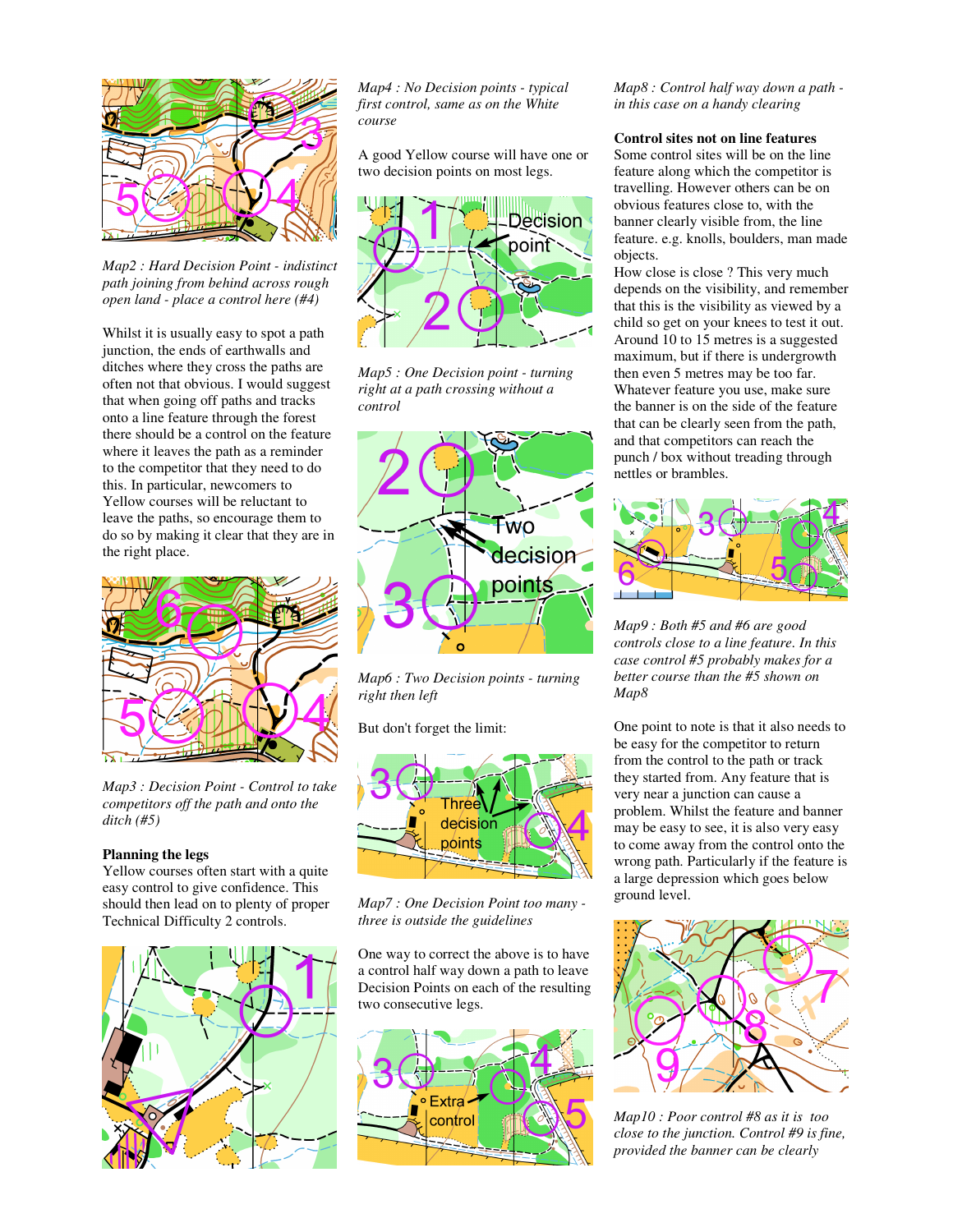*Map2 : Hard Decision Point - indistinct path joining from behind across rough open land - place a control here (#4)*

Whilst it is usually easy to spot a path junction, the ends of earthwalls and ditches where they cross the paths are often not that obvious. I would suggest that when going off paths and tracks onto a line feature through the forest there should be a control on the feature where it leaves the path as a reminder to the competitor that they need to do this. In particular, newcomers to Yellow courses will be reluctant to leave the paths, so encourage them to do so by making it clear that they are in the right place.

*Map3 : Decision Point - Control to take competitors off the path and onto the ditch (#5)*

**Planning the legs**

Yellow courses often start with a quite easy control to give confidence. This should then lead on to plenty of proper Technical Difficulty 2 controls.

*Map4 : No Decision points - typical first control, same as on the White course*

A good Yellow course will have one or two decision points on most legs.

*Map5 : One Decision point - turning right at a path crossing without a control*

*Map6 : Two Decision points - turning right then left*

But don't forget the limit:

*Map7 : One Decision Point too many - three is outside the guidelines*

One way to correct the above is to have a control half way down a path to leave Decision Points on each of the resulting two consecutive legs.

*Map8 : Control half way down a path - in this case on a handy clearing*

**Control sites not on line features**

Some control sites will be on the line feature along which the competitor is travelling. However others can be on obvious features close to, with the banner clearly visible from, the line feature. e.g. knolls, boulders, man made objects.

How close is close ? This very much depends on the visibility, and remember that this is the visibility as viewed by a child so get on your knees to test it out. Around 10 to 15 metres is a suggested maximum, but if there is undergrowth then even 5 metres may be too far. Whatever feature you use, make sure the banner is on the side of the feature that can be clearly seen from the path, and that competitors can reach the punch / box without treading through nettles or brambles.

*Map9 : Both #5 and #6 are good controls close to a line feature. In this case control #5 probably makes for a better course than the #5 shown on Map8*

One point to note is that it also needs to be easy for the competitor to return from the control to the path or track they started from. Any feature that is very near a junction can cause a problem. Whilst the feature and banner may be easy to see, it is also very easy to come away from the control onto the wrong path. Particularly if the feature is a large depression which goes below ground level.

*Map10 : Poor control #8 as it is too close to the junction. Control #9 is fine, provided the banner can be clearly*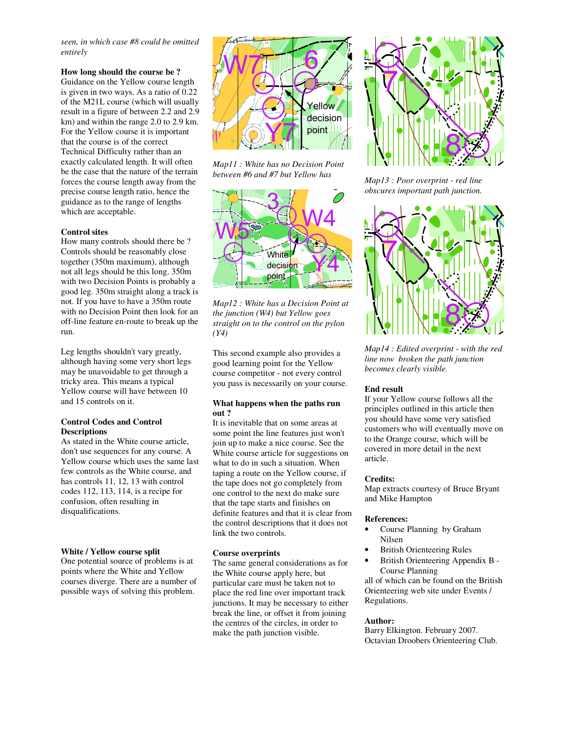*seen, in which case #8 could be omitted entirely*

**How long should the course be ?**

Guidance on the Yellow course length is given in two ways. As a ratio of 0.22 of the M21L course (which will usually result in a figure of between 2.2 and 2.9 km) and within the range 2.0 to 2.9 km. For the Yellow course it is important that the course is of the correct Technical Difficulty rather than an exactly calculated length. It will often be the case that the nature of the terrain forces the course length away from the precise course length ratio, hence the guidance as to the range of lengths which are acceptable.

**Control sites**

How many controls should there be ? Controls should be reasonably close together (350m maximum), although not all legs should be this long. 350m with two Decision Points is probably a good leg. 350m straight along a track is not. If you have to have a 350m route with no Decision Point then look for an off-line feature en-route to break up the run.

Leg lengths shouldn't vary greatly, although having some very short legs may be unavoidable to get through a tricky area. This means a typical Yellow course will have between 10 and 15 controls on it.

**Control Codes and Control Descriptions**

As stated in the White course article, don't use sequences for any course. A Yellow course which uses the same last few controls as the White course, and has controls 11, 12, 13 with control codes 112, 113, 114, is a recipe for confusion, often resulting in disqualifications.

**White / Yellow course split**

One potential source of problems is at points where the White and Yellow courses diverge. There are a number of possible ways of solving this problem.

W7 6 Yellow decision point Y7

*Map11 : White has no Decision Point between #6 and #7 but Yellow has*

3 W4 W5 White decision point Y4

*Map12 : White has a Decision Point at the junction (W4) but Yellow goes straight on to the control on the pylon (Y4)*

This second example also provides a good learning point for the Yellow course competitor - not every control you pass is necessarily on your course.

**What happens when the paths run out ?**

It is inevitable that on some areas at some point the line features just won't join up to make a nice course. See the White course article for suggestions on what to do in such a situation. When taping a route on the Yellow course, if the tape does not go completely from one control to the next do make sure that the tape starts and finishes on definite features and that it is clear from the control descriptions that it does not link the two controls.

**Course overprints**

The same general considerations as for the White course apply here, but particular care must be taken not to place the red line over important track junctions. It may be necessary to either break the line, or offset it from joining the centres of the circles, in order to make the path junction visible.

7 8

*Map13 : Poor overprint - red line obscures important path junction.*

7 8

*Map14 : Edited overprint - with the red line now broken the path junction becomes clearly visible.*

**End result**

If your Yellow course follows all the principles outlined in this article then you should have some very satisfied customers who will eventually move on to the Orange course, which will be covered in more detail in the next article.

**Credits:**

Map extracts courtesy of Bruce Bryant and Mike Hampton

**References:**

- Course Planning by Graham Nilsen
- British Orienteering Rules
- British Orienteering Appendix B - Course Planning

all of which can be found on the British Orienteering web site under Events / Regulations.

**Author:**

Barry Elkington. February 2007.
Octavian Droobers Orienteering Club.